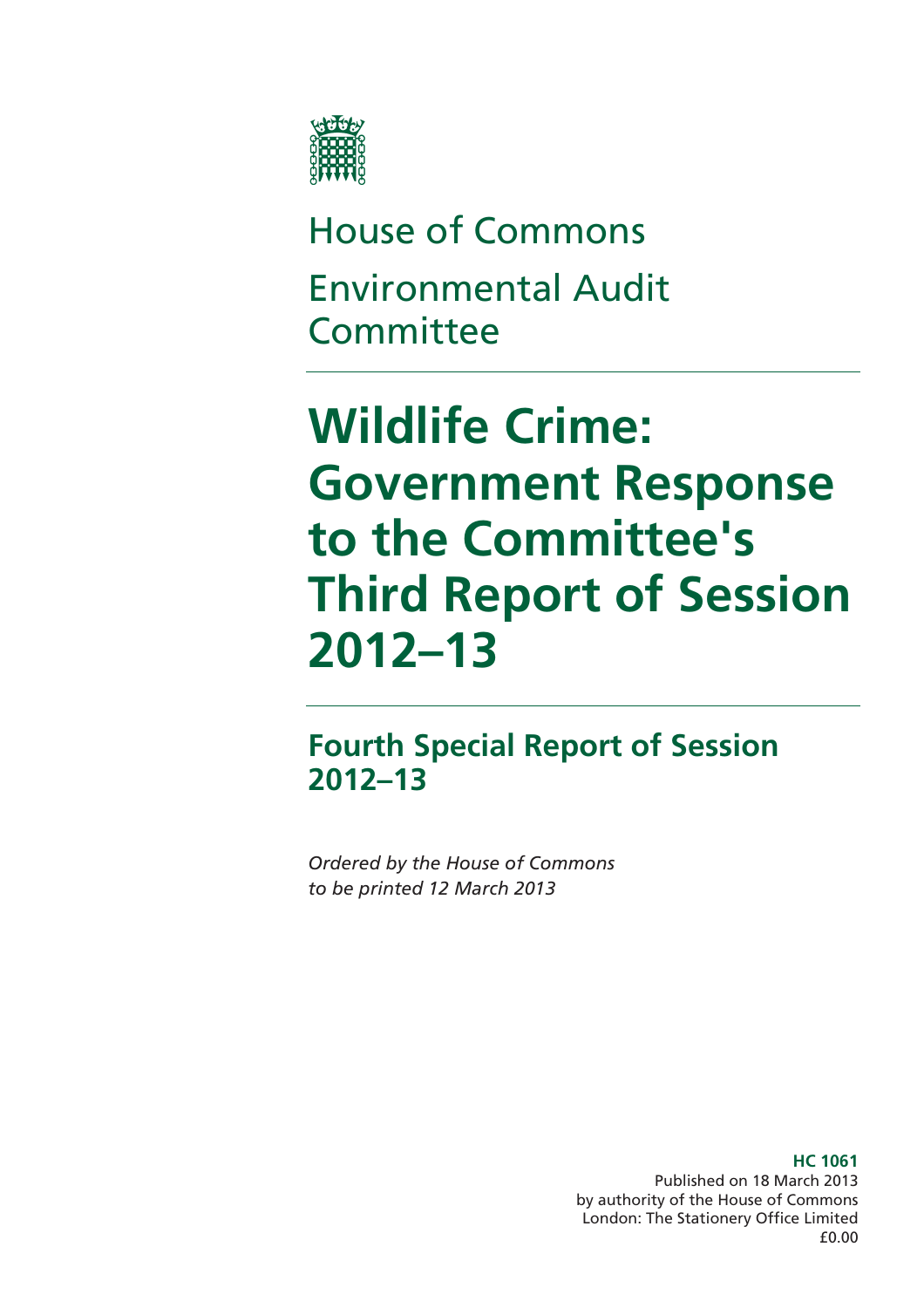House of Commons

Environmental Audit Committee

# Wildlife Crime: Government Response to the Committee's Third Report of Session 2012–13

## Fourth Special Report of Session 2012–13

*Ordered by the House of Commons to be printed 12 March 2013*

**HC 1061**
Published on 18 March 2013
by authority of the House of Commons
London: The Stationery Office Limited
£0.00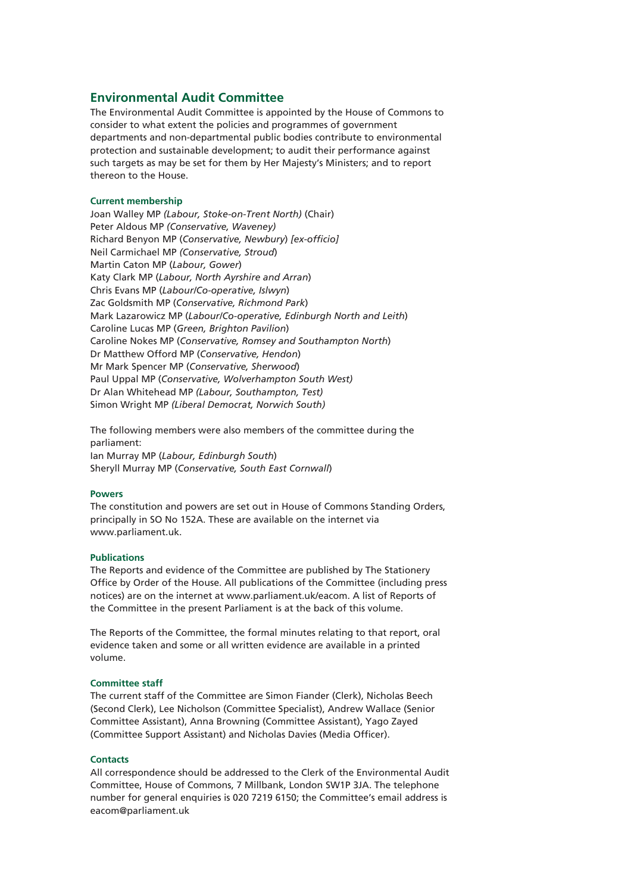## Environmental Audit Committee

The Environmental Audit Committee is appointed by the House of Commons to consider to what extent the policies and programmes of government departments and non-departmental public bodies contribute to environmental protection and sustainable development; to audit their performance against such targets as may be set for them by Her Majesty's Ministers; and to report thereon to the House.

### Current membership

Joan Walley MP *(Labour, Stoke-on-Trent North)* (Chair)
Peter Aldous MP *(Conservative, Waveney)*
Richard Benyon MP (*Conservative, Newbury*) *[ex-officio]*
Neil Carmichael MP *(Conservative, Stroud*)
Martin Caton MP (*Labour, Gower*)
Katy Clark MP (*Labour, North Ayrshire and Arran*)
Chris Evans MP (*Labour/Co-operative, Islwyn*)
Zac Goldsmith MP (*Conservative, Richmond Park*)
Mark Lazarowicz MP (*Labour/Co-operative, Edinburgh North and Leith*)
Caroline Lucas MP (*Green, Brighton Pavilion*)
Caroline Nokes MP (*Conservative, Romsey and Southampton North*)
Dr Matthew Offord MP (*Conservative, Hendon*)
Mr Mark Spencer MP (*Conservative, Sherwood*)
Paul Uppal MP (*Conservative, Wolverhampton South West)*
Dr Alan Whitehead MP *(Labour, Southampton, Test)*
Simon Wright MP *(Liberal Democrat, Norwich South)*

The following members were also members of the committee during the parliament:
Ian Murray MP (*Labour, Edinburgh South*)
Sheryll Murray MP (*Conservative, South East Cornwall*)

### Powers

The constitution and powers are set out in House of Commons Standing Orders, principally in SO No 152A. These are available on the internet via www.parliament.uk.

### Publications

The Reports and evidence of the Committee are published by The Stationery Office by Order of the House. All publications of the Committee (including press notices) are on the internet at www.parliament.uk/eacom. A list of Reports of the Committee in the present Parliament is at the back of this volume.

The Reports of the Committee, the formal minutes relating to that report, oral evidence taken and some or all written evidence are available in a printed volume.

### Committee staff

The current staff of the Committee are Simon Fiander (Clerk), Nicholas Beech (Second Clerk), Lee Nicholson (Committee Specialist), Andrew Wallace (Senior Committee Assistant), Anna Browning (Committee Assistant), Yago Zayed (Committee Support Assistant) and Nicholas Davies (Media Officer).

### Contacts

All correspondence should be addressed to the Clerk of the Environmental Audit Committee, House of Commons, 7 Millbank, London SW1P 3JA. The telephone number for general enquiries is 020 7219 6150; the Committee's email address is eacom@parliament.uk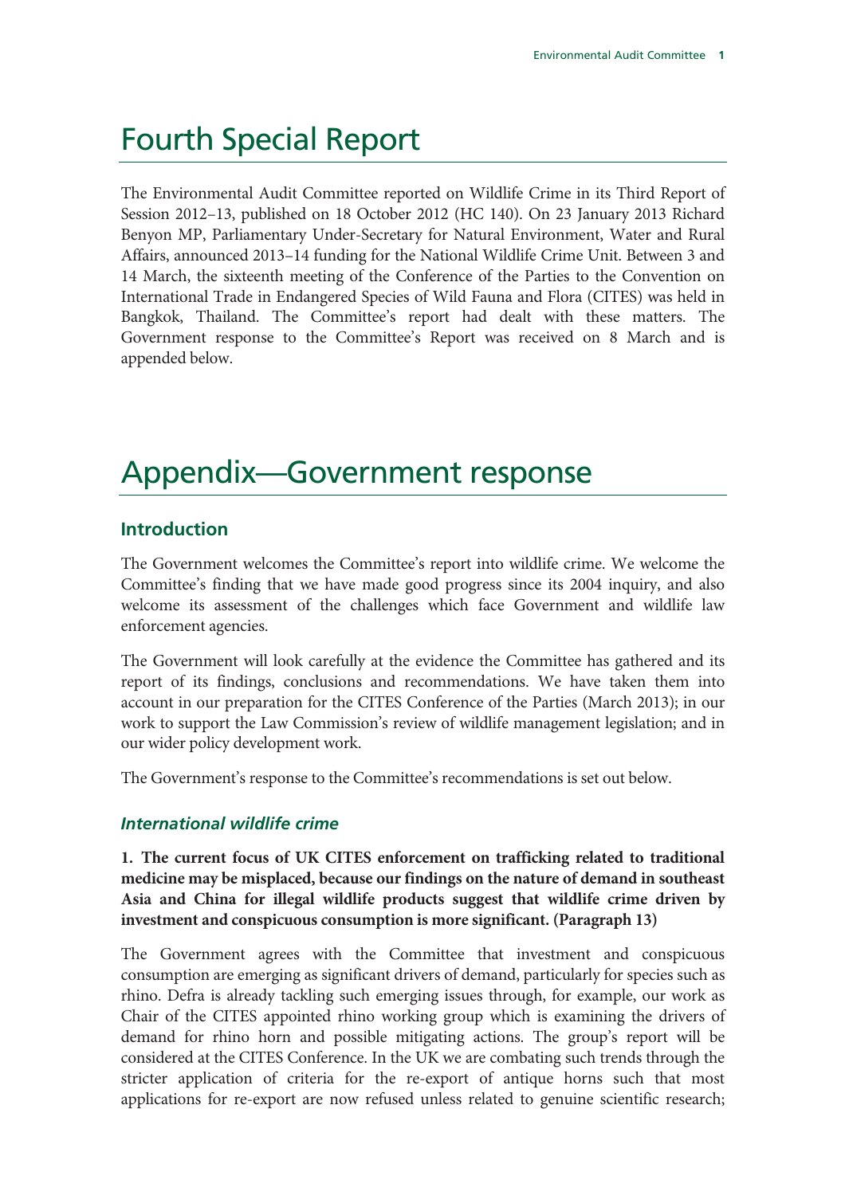# Fourth Special Report

The Environmental Audit Committee reported on Wildlife Crime in its Third Report of Session 2012–13, published on 18 October 2012 (HC 140). On 23 January 2013 Richard Benyon MP, Parliamentary Under-Secretary for Natural Environment, Water and Rural Affairs, announced 2013–14 funding for the National Wildlife Crime Unit. Between 3 and 14 March, the sixteenth meeting of the Conference of the Parties to the Convention on International Trade in Endangered Species of Wild Fauna and Flora (CITES) was held in Bangkok, Thailand. The Committee's report had dealt with these matters. The Government response to the Committee's Report was received on 8 March and is appended below.

# Appendix—Government response

## Introduction

The Government welcomes the Committee's report into wildlife crime. We welcome the Committee's finding that we have made good progress since its 2004 inquiry, and also welcome its assessment of the challenges which face Government and wildlife law enforcement agencies.

The Government will look carefully at the evidence the Committee has gathered and its report of its findings, conclusions and recommendations. We have taken them into account in our preparation for the CITES Conference of the Parties (March 2013); in our work to support the Law Commission's review of wildlife management legislation; and in our wider policy development work.

The Government's response to the Committee's recommendations is set out below.

### *International wildlife crime*

**1. The current focus of UK CITES enforcement on trafficking related to traditional medicine may be misplaced, because our findings on the nature of demand in southeast Asia and China for illegal wildlife products suggest that wildlife crime driven by investment and conspicuous consumption is more significant. (Paragraph 13)**

The Government agrees with the Committee that investment and conspicuous consumption are emerging as significant drivers of demand, particularly for species such as rhino. Defra is already tackling such emerging issues through, for example, our work as Chair of the CITES appointed rhino working group which is examining the drivers of demand for rhino horn and possible mitigating actions. The group's report will be considered at the CITES Conference. In the UK we are combating such trends through the stricter application of criteria for the re-export of antique horns such that most applications for re-export are now refused unless related to genuine scientific research;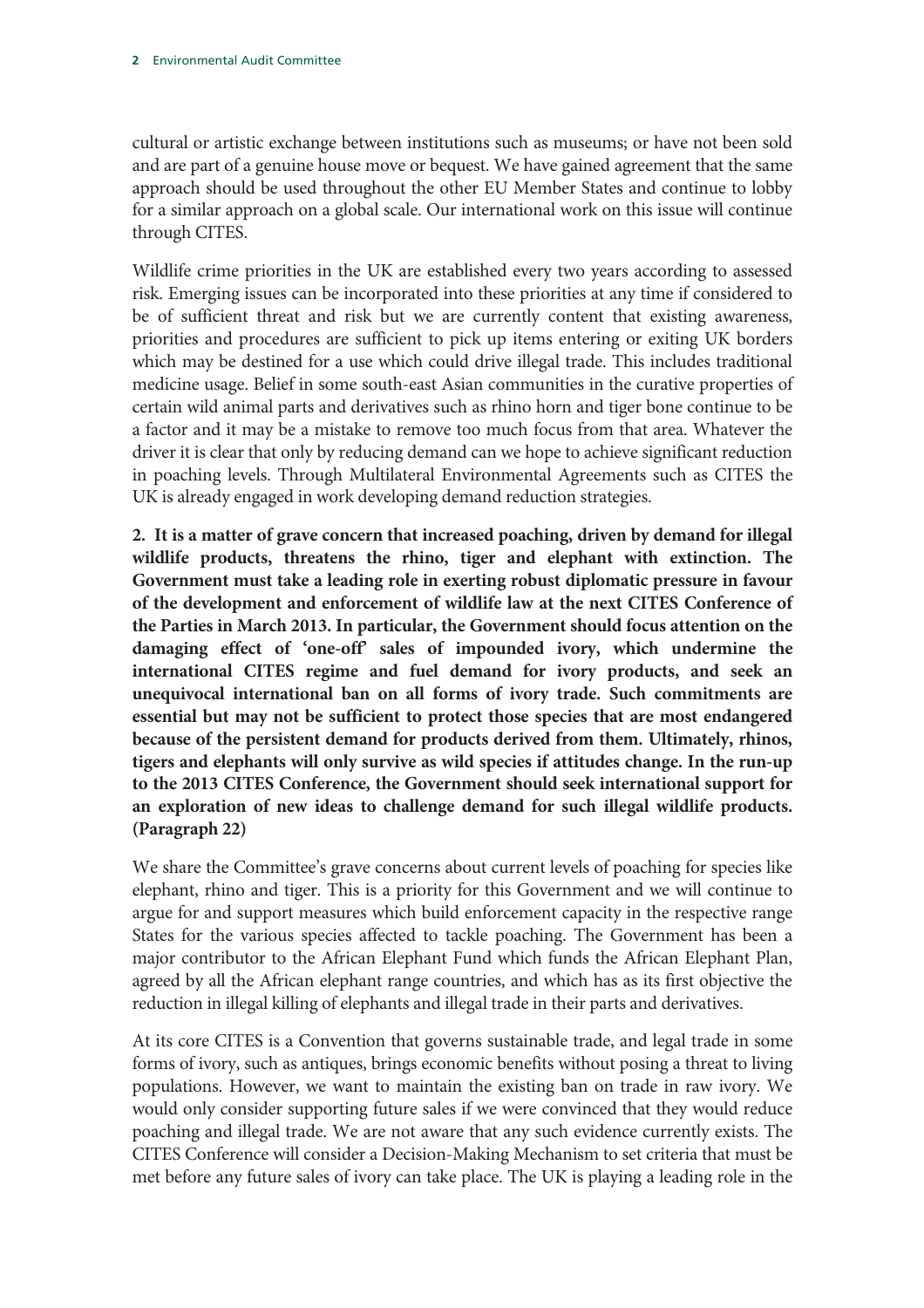cultural or artistic exchange between institutions such as museums; or have not been sold and are part of a genuine house move or bequest. We have gained agreement that the same approach should be used throughout the other EU Member States and continue to lobby for a similar approach on a global scale. Our international work on this issue will continue through CITES.

Wildlife crime priorities in the UK are established every two years according to assessed risk. Emerging issues can be incorporated into these priorities at any time if considered to be of sufficient threat and risk but we are currently content that existing awareness, priorities and procedures are sufficient to pick up items entering or exiting UK borders which may be destined for a use which could drive illegal trade. This includes traditional medicine usage. Belief in some south-east Asian communities in the curative properties of certain wild animal parts and derivatives such as rhino horn and tiger bone continue to be a factor and it may be a mistake to remove too much focus from that area. Whatever the driver it is clear that only by reducing demand can we hope to achieve significant reduction in poaching levels. Through Multilateral Environmental Agreements such as CITES the UK is already engaged in work developing demand reduction strategies.

**2. It is a matter of grave concern that increased poaching, driven by demand for illegal wildlife products, threatens the rhino, tiger and elephant with extinction. The Government must take a leading role in exerting robust diplomatic pressure in favour of the development and enforcement of wildlife law at the next CITES Conference of the Parties in March 2013. In particular, the Government should focus attention on the damaging effect of 'one-off' sales of impounded ivory, which undermine the international CITES regime and fuel demand for ivory products, and seek an unequivocal international ban on all forms of ivory trade. Such commitments are essential but may not be sufficient to protect those species that are most endangered because of the persistent demand for products derived from them. Ultimately, rhinos, tigers and elephants will only survive as wild species if attitudes change. In the run-up to the 2013 CITES Conference, the Government should seek international support for an exploration of new ideas to challenge demand for such illegal wildlife products. (Paragraph 22)**

We share the Committee's grave concerns about current levels of poaching for species like elephant, rhino and tiger. This is a priority for this Government and we will continue to argue for and support measures which build enforcement capacity in the respective range States for the various species affected to tackle poaching. The Government has been a major contributor to the African Elephant Fund which funds the African Elephant Plan, agreed by all the African elephant range countries, and which has as its first objective the reduction in illegal killing of elephants and illegal trade in their parts and derivatives.

At its core CITES is a Convention that governs sustainable trade, and legal trade in some forms of ivory, such as antiques, brings economic benefits without posing a threat to living populations. However, we want to maintain the existing ban on trade in raw ivory. We would only consider supporting future sales if we were convinced that they would reduce poaching and illegal trade. We are not aware that any such evidence currently exists. The CITES Conference will consider a Decision-Making Mechanism to set criteria that must be met before any future sales of ivory can take place. The UK is playing a leading role in the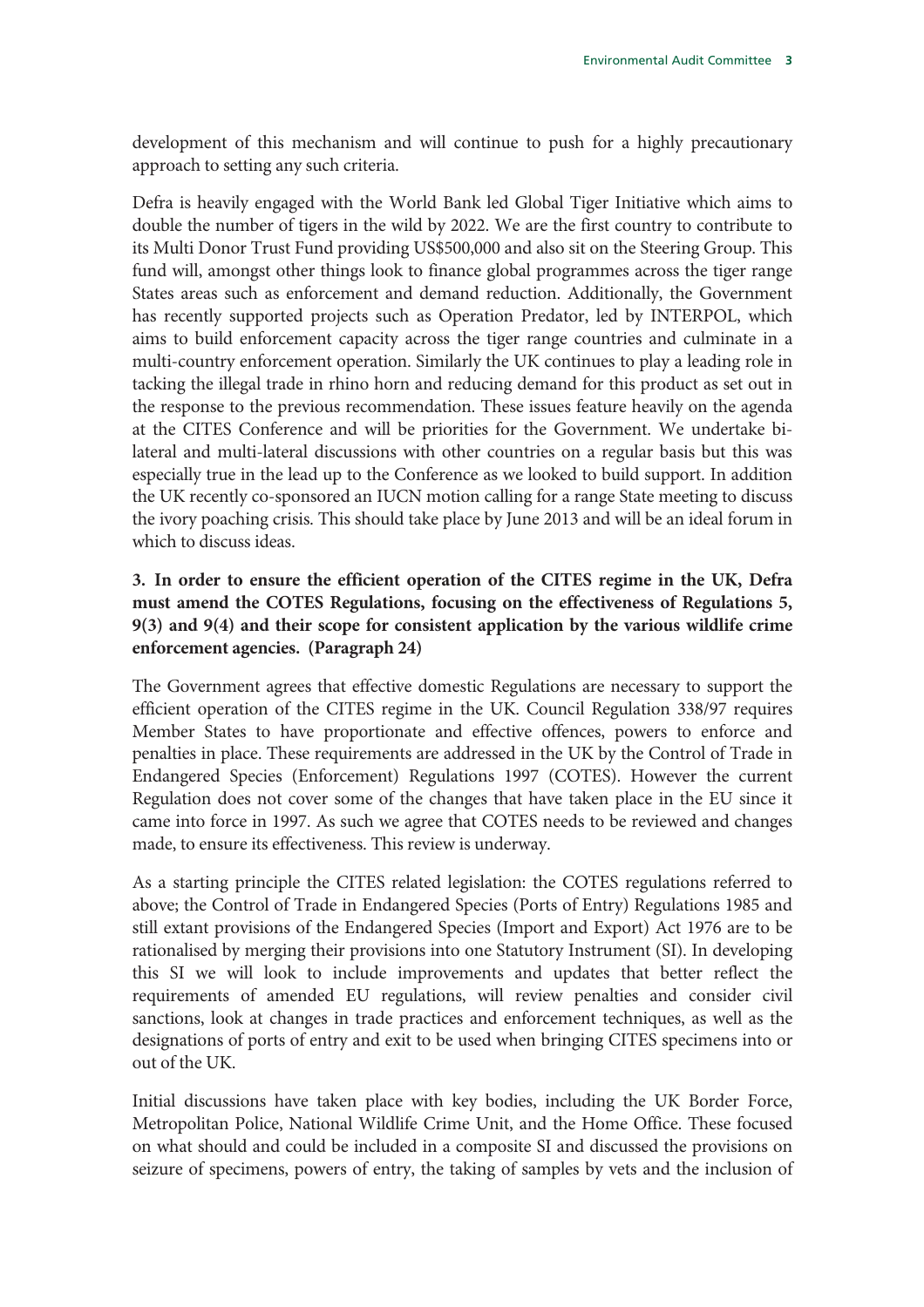development of this mechanism and will continue to push for a highly precautionary approach to setting any such criteria.

Defra is heavily engaged with the World Bank led Global Tiger Initiative which aims to double the number of tigers in the wild by 2022. We are the first country to contribute to its Multi Donor Trust Fund providing US$500,000 and also sit on the Steering Group. This fund will, amongst other things look to finance global programmes across the tiger range States areas such as enforcement and demand reduction. Additionally, the Government has recently supported projects such as Operation Predator, led by INTERPOL, which aims to build enforcement capacity across the tiger range countries and culminate in a multi-country enforcement operation. Similarly the UK continues to play a leading role in tacking the illegal trade in rhino horn and reducing demand for this product as set out in the response to the previous recommendation. These issues feature heavily on the agenda at the CITES Conference and will be priorities for the Government. We undertake bi-lateral and multi-lateral discussions with other countries on a regular basis but this was especially true in the lead up to the Conference as we looked to build support. In addition the UK recently co-sponsored an IUCN motion calling for a range State meeting to discuss the ivory poaching crisis. This should take place by June 2013 and will be an ideal forum in which to discuss ideas.

**3. In order to ensure the efficient operation of the CITES regime in the UK, Defra must amend the COTES Regulations, focusing on the effectiveness of Regulations 5, 9(3) and 9(4) and their scope for consistent application by the various wildlife crime enforcement agencies. (Paragraph 24)**

The Government agrees that effective domestic Regulations are necessary to support the efficient operation of the CITES regime in the UK. Council Regulation 338/97 requires Member States to have proportionate and effective offences, powers to enforce and penalties in place. These requirements are addressed in the UK by the Control of Trade in Endangered Species (Enforcement) Regulations 1997 (COTES). However the current Regulation does not cover some of the changes that have taken place in the EU since it came into force in 1997. As such we agree that COTES needs to be reviewed and changes made, to ensure its effectiveness. This review is underway.

As a starting principle the CITES related legislation: the COTES regulations referred to above; the Control of Trade in Endangered Species (Ports of Entry) Regulations 1985 and still extant provisions of the Endangered Species (Import and Export) Act 1976 are to be rationalised by merging their provisions into one Statutory Instrument (SI). In developing this SI we will look to include improvements and updates that better reflect the requirements of amended EU regulations, will review penalties and consider civil sanctions, look at changes in trade practices and enforcement techniques, as well as the designations of ports of entry and exit to be used when bringing CITES specimens into or out of the UK.

Initial discussions have taken place with key bodies, including the UK Border Force, Metropolitan Police, National Wildlife Crime Unit, and the Home Office. These focused on what should and could be included in a composite SI and discussed the provisions on seizure of specimens, powers of entry, the taking of samples by vets and the inclusion of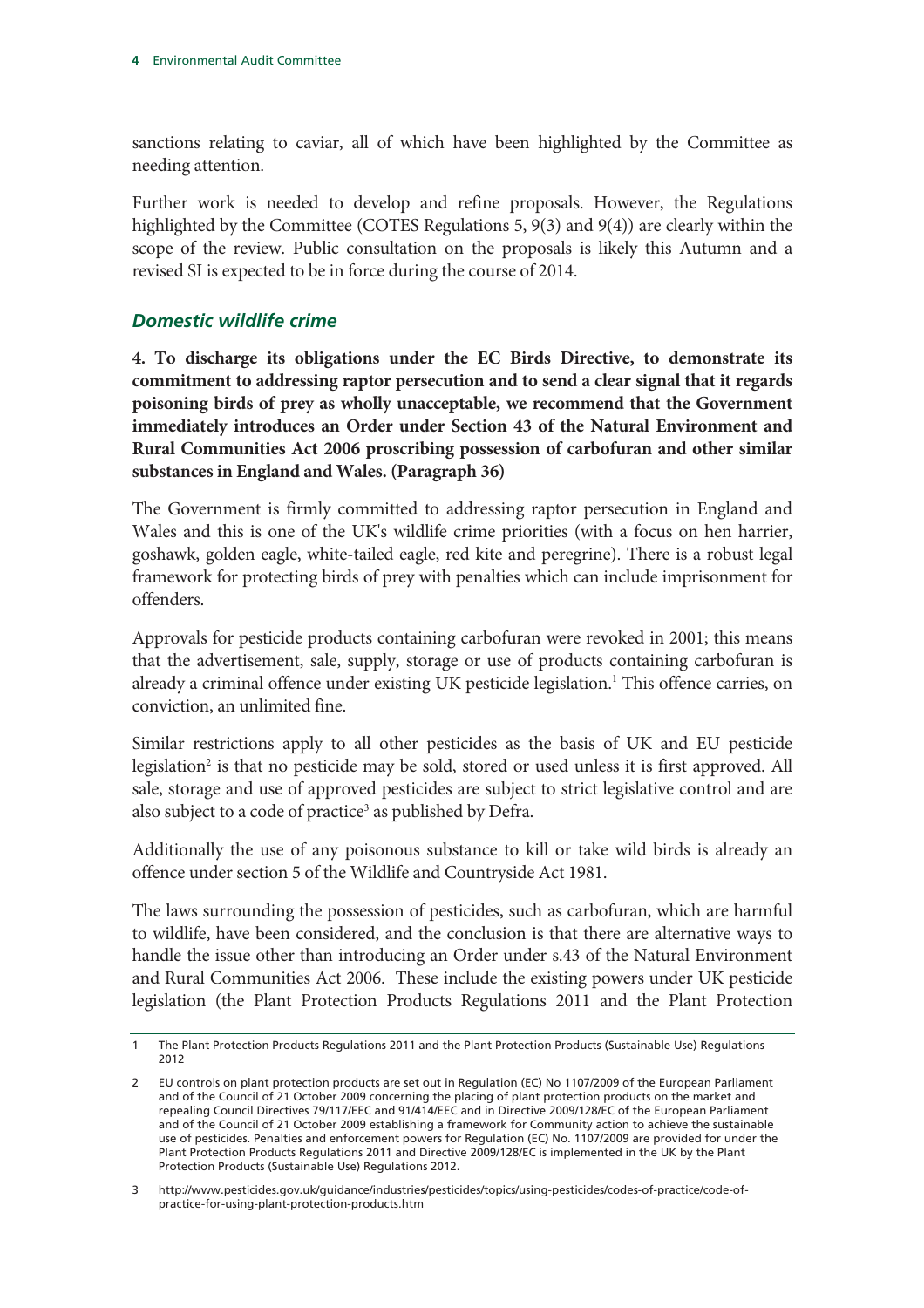sanctions relating to caviar, all of which have been highlighted by the Committee as needing attention.

Further work is needed to develop and refine proposals. However, the Regulations highlighted by the Committee (COTES Regulations 5, 9(3) and 9(4)) are clearly within the scope of the review. Public consultation on the proposals is likely this Autumn and a revised SI is expected to be in force during the course of 2014.

### *Domestic wildlife crime*

**4. To discharge its obligations under the EC Birds Directive, to demonstrate its commitment to addressing raptor persecution and to send a clear signal that it regards poisoning birds of prey as wholly unacceptable, we recommend that the Government immediately introduces an Order under Section 43 of the Natural Environment and Rural Communities Act 2006 proscribing possession of carbofuran and other similar substances in England and Wales. (Paragraph 36)**

The Government is firmly committed to addressing raptor persecution in England and Wales and this is one of the UK's wildlife crime priorities (with a focus on hen harrier, goshawk, golden eagle, white-tailed eagle, red kite and peregrine). There is a robust legal framework for protecting birds of prey with penalties which can include imprisonment for offenders.

Approvals for pesticide products containing carbofuran were revoked in 2001; this means that the advertisement, sale, supply, storage or use of products containing carbofuran is already a criminal offence under existing UK pesticide legislation.[1] This offence carries, on conviction, an unlimited fine.

Similar restrictions apply to all other pesticides as the basis of UK and EU pesticide legislation[2] is that no pesticide may be sold, stored or used unless it is first approved. All sale, storage and use of approved pesticides are subject to strict legislative control and are also subject to a code of practice[3] as published by Defra.

Additionally the use of any poisonous substance to kill or take wild birds is already an offence under section 5 of the Wildlife and Countryside Act 1981.

The laws surrounding the possession of pesticides, such as carbofuran, which are harmful to wildlife, have been considered, and the conclusion is that there are alternative ways to handle the issue other than introducing an Order under s.43 of the Natural Environment and Rural Communities Act 2006. These include the existing powers under UK pesticide legislation (the Plant Protection Products Regulations 2011 and the Plant Protection

---

1 The Plant Protection Products Regulations 2011 and the Plant Protection Products (Sustainable Use) Regulations 2012

2 EU controls on plant protection products are set out in Regulation (EC) No 1107/2009 of the European Parliament and of the Council of 21 October 2009 concerning the placing of plant protection products on the market and repealing Council Directives 79/117/EEC and 91/414/EEC and in Directive 2009/128/EC of the European Parliament and of the Council of 21 October 2009 establishing a framework for Community action to achieve the sustainable use of pesticides. Penalties and enforcement powers for Regulation (EC) No. 1107/2009 are provided for under the Plant Protection Products Regulations 2011 and Directive 2009/128/EC is implemented in the UK by the Plant Protection Products (Sustainable Use) Regulations 2012.

3 http://www.pesticides.gov.uk/guidance/industries/pesticides/topics/using-pesticides/codes-of-practice/code-of-practice-for-using-plant-protection-products.htm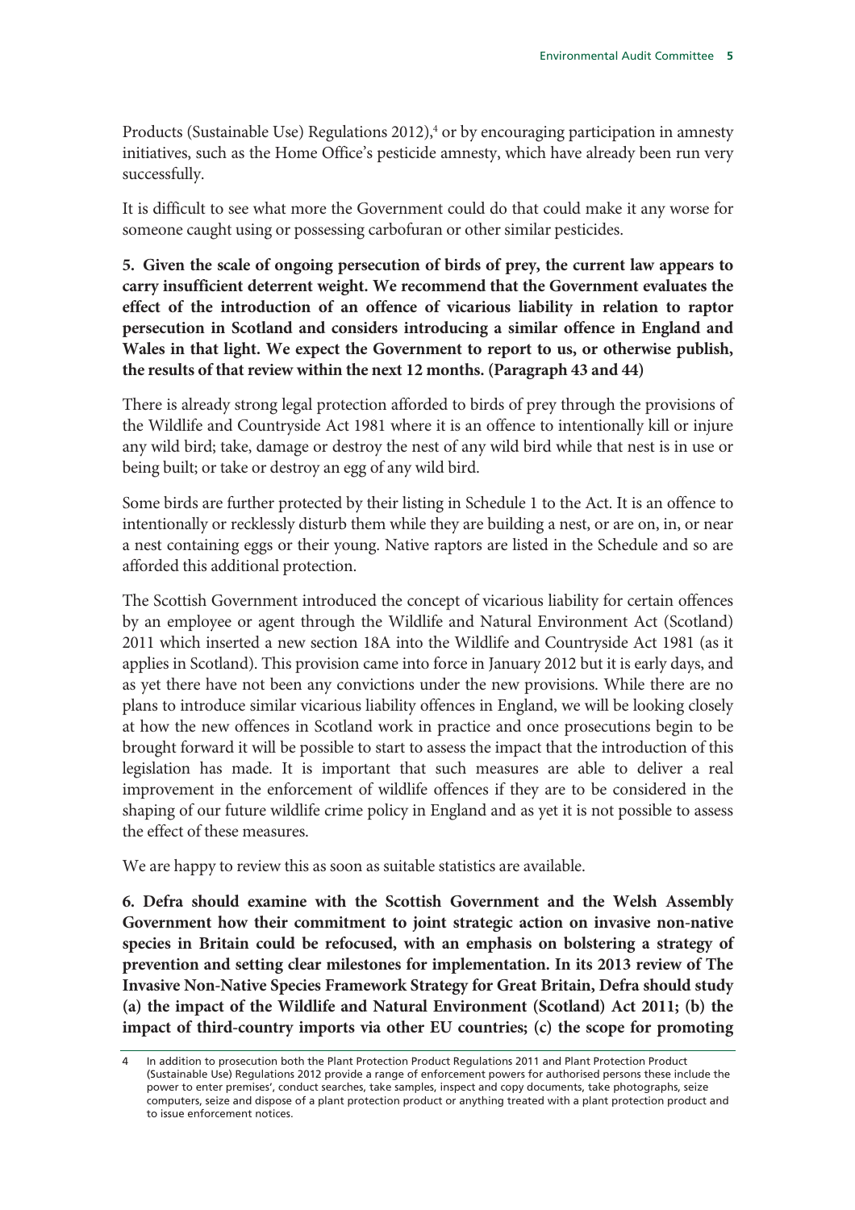Products (Sustainable Use) Regulations 2012),[4] or by encouraging participation in amnesty initiatives, such as the Home Office's pesticide amnesty, which have already been run very successfully.

It is difficult to see what more the Government could do that could make it any worse for someone caught using or possessing carbofuran or other similar pesticides.

**5. Given the scale of ongoing persecution of birds of prey, the current law appears to carry insufficient deterrent weight. We recommend that the Government evaluates the effect of the introduction of an offence of vicarious liability in relation to raptor persecution in Scotland and considers introducing a similar offence in England and Wales in that light. We expect the Government to report to us, or otherwise publish, the results of that review within the next 12 months. (Paragraph 43 and 44)**

There is already strong legal protection afforded to birds of prey through the provisions of the Wildlife and Countryside Act 1981 where it is an offence to intentionally kill or injure any wild bird; take, damage or destroy the nest of any wild bird while that nest is in use or being built; or take or destroy an egg of any wild bird.

Some birds are further protected by their listing in Schedule 1 to the Act. It is an offence to intentionally or recklessly disturb them while they are building a nest, or are on, in, or near a nest containing eggs or their young. Native raptors are listed in the Schedule and so are afforded this additional protection.

The Scottish Government introduced the concept of vicarious liability for certain offences by an employee or agent through the Wildlife and Natural Environment Act (Scotland) 2011 which inserted a new section 18A into the Wildlife and Countryside Act 1981 (as it applies in Scotland). This provision came into force in January 2012 but it is early days, and as yet there have not been any convictions under the new provisions. While there are no plans to introduce similar vicarious liability offences in England, we will be looking closely at how the new offences in Scotland work in practice and once prosecutions begin to be brought forward it will be possible to start to assess the impact that the introduction of this legislation has made. It is important that such measures are able to deliver a real improvement in the enforcement of wildlife offences if they are to be considered in the shaping of our future wildlife crime policy in England and as yet it is not possible to assess the effect of these measures.

We are happy to review this as soon as suitable statistics are available.

**6. Defra should examine with the Scottish Government and the Welsh Assembly Government how their commitment to joint strategic action on invasive non-native species in Britain could be refocused, with an emphasis on bolstering a strategy of prevention and setting clear milestones for implementation. In its 2013 review of The Invasive Non-Native Species Framework Strategy for Great Britain, Defra should study (a) the impact of the Wildlife and Natural Environment (Scotland) Act 2011; (b) the impact of third-country imports via other EU countries; (c) the scope for promoting**

4 In addition to prosecution both the Plant Protection Product Regulations 2011 and Plant Protection Product (Sustainable Use) Regulations 2012 provide a range of enforcement powers for authorised persons these include the power to enter premises', conduct searches, take samples, inspect and copy documents, take photographs, seize computers, seize and dispose of a plant protection product or anything treated with a plant protection product and to issue enforcement notices.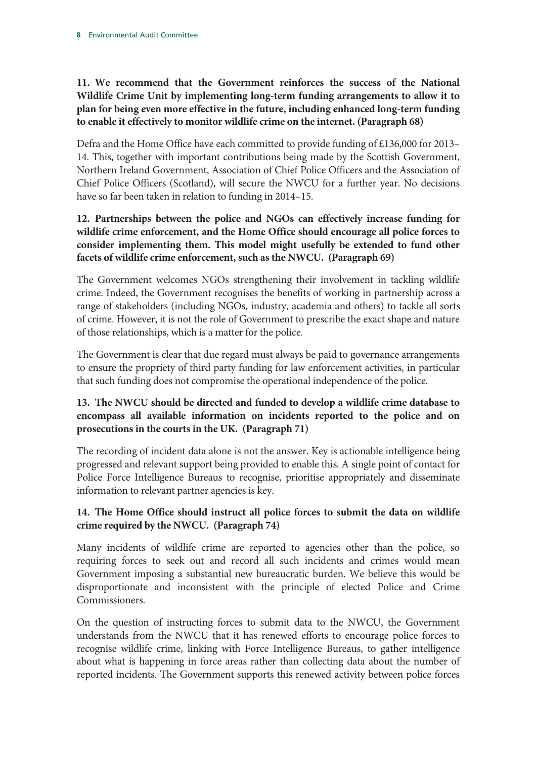**11. We recommend that the Government reinforces the success of the National Wildlife Crime Unit by implementing long-term funding arrangements to allow it to plan for being even more effective in the future, including enhanced long-term funding to enable it effectively to monitor wildlife crime on the internet. (Paragraph 68)**

Defra and the Home Office have each committed to provide funding of £136,000 for 2013–14. This, together with important contributions being made by the Scottish Government, Northern Ireland Government, Association of Chief Police Officers and the Association of Chief Police Officers (Scotland), will secure the NWCU for a further year. No decisions have so far been taken in relation to funding in 2014–15.

**12. Partnerships between the police and NGOs can effectively increase funding for wildlife crime enforcement, and the Home Office should encourage all police forces to consider implementing them. This model might usefully be extended to fund other facets of wildlife crime enforcement, such as the NWCU. (Paragraph 69)**

The Government welcomes NGOs strengthening their involvement in tackling wildlife crime. Indeed, the Government recognises the benefits of working in partnership across a range of stakeholders (including NGOs, industry, academia and others) to tackle all sorts of crime. However, it is not the role of Government to prescribe the exact shape and nature of those relationships, which is a matter for the police.

The Government is clear that due regard must always be paid to governance arrangements to ensure the propriety of third party funding for law enforcement activities, in particular that such funding does not compromise the operational independence of the police.

**13. The NWCU should be directed and funded to develop a wildlife crime database to encompass all available information on incidents reported to the police and on prosecutions in the courts in the UK. (Paragraph 71)**

The recording of incident data alone is not the answer. Key is actionable intelligence being progressed and relevant support being provided to enable this. A single point of contact for Police Force Intelligence Bureaus to recognise, prioritise appropriately and disseminate information to relevant partner agencies is key.

**14. The Home Office should instruct all police forces to submit the data on wildlife crime required by the NWCU. (Paragraph 74)**

Many incidents of wildlife crime are reported to agencies other than the police, so requiring forces to seek out and record all such incidents and crimes would mean Government imposing a substantial new bureaucratic burden. We believe this would be disproportionate and inconsistent with the principle of elected Police and Crime Commissioners.

On the question of instructing forces to submit data to the NWCU, the Government understands from the NWCU that it has renewed efforts to encourage police forces to recognise wildlife crime, linking with Force Intelligence Bureaus, to gather intelligence about what is happening in force areas rather than collecting data about the number of reported incidents. The Government supports this renewed activity between police forces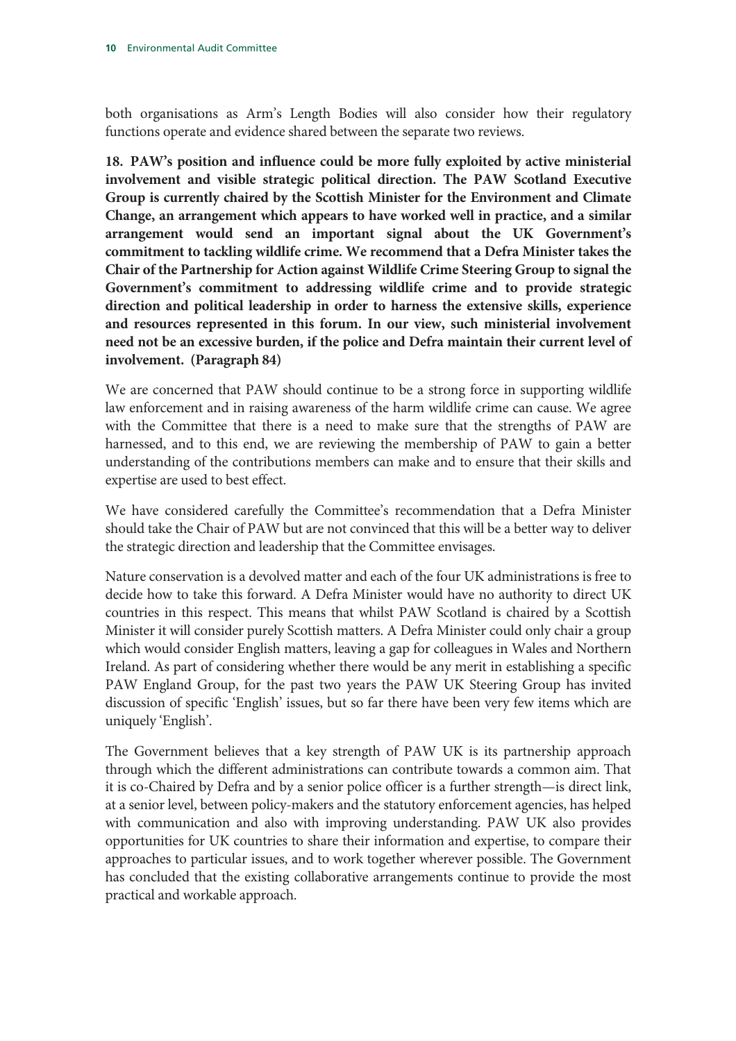both organisations as Arm's Length Bodies will also consider how their regulatory functions operate and evidence shared between the separate two reviews.

**18. PAW's position and influence could be more fully exploited by active ministerial involvement and visible strategic political direction. The PAW Scotland Executive Group is currently chaired by the Scottish Minister for the Environment and Climate Change, an arrangement which appears to have worked well in practice, and a similar arrangement would send an important signal about the UK Government's commitment to tackling wildlife crime. We recommend that a Defra Minister takes the Chair of the Partnership for Action against Wildlife Crime Steering Group to signal the Government's commitment to addressing wildlife crime and to provide strategic direction and political leadership in order to harness the extensive skills, experience and resources represented in this forum. In our view, such ministerial involvement need not be an excessive burden, if the police and Defra maintain their current level of involvement. (Paragraph 84)**

We are concerned that PAW should continue to be a strong force in supporting wildlife law enforcement and in raising awareness of the harm wildlife crime can cause. We agree with the Committee that there is a need to make sure that the strengths of PAW are harnessed, and to this end, we are reviewing the membership of PAW to gain a better understanding of the contributions members can make and to ensure that their skills and expertise are used to best effect.

We have considered carefully the Committee's recommendation that a Defra Minister should take the Chair of PAW but are not convinced that this will be a better way to deliver the strategic direction and leadership that the Committee envisages.

Nature conservation is a devolved matter and each of the four UK administrations is free to decide how to take this forward. A Defra Minister would have no authority to direct UK countries in this respect. This means that whilst PAW Scotland is chaired by a Scottish Minister it will consider purely Scottish matters. A Defra Minister could only chair a group which would consider English matters, leaving a gap for colleagues in Wales and Northern Ireland. As part of considering whether there would be any merit in establishing a specific PAW England Group, for the past two years the PAW UK Steering Group has invited discussion of specific 'English' issues, but so far there have been very few items which are uniquely 'English'.

The Government believes that a key strength of PAW UK is its partnership approach through which the different administrations can contribute towards a common aim. That it is co-Chaired by Defra and by a senior police officer is a further strength—is direct link, at a senior level, between policy-makers and the statutory enforcement agencies, has helped with communication and also with improving understanding. PAW UK also provides opportunities for UK countries to share their information and expertise, to compare their approaches to particular issues, and to work together wherever possible. The Government has concluded that the existing collaborative arrangements continue to provide the most practical and workable approach.